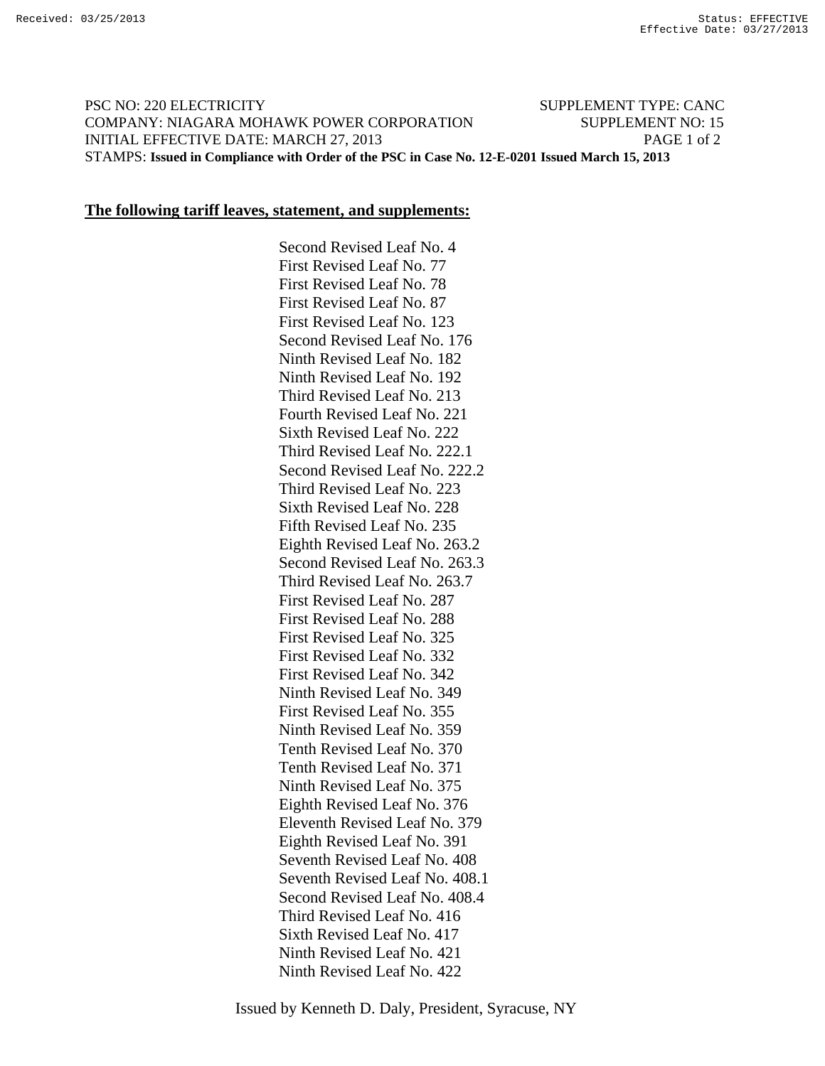PSC NO: 220 ELECTRICITY — SUPPLEMENT TYPE: CANC
COMPANY: NIAGARA MOHAWK POWER CORPORATION — SUPPLEMENT NO: 15
INITIAL EFFECTIVE DATE: MARCH 27, 2013
STAMPS: **Issued in Compliance with Order of the PSC in Case No. 12-E-0201 Issued March 15, 2013**

**The following tariff leaves, statement, and supplements:**

Second Revised Leaf No. 4
First Revised Leaf No. 77
First Revised Leaf No. 78
First Revised Leaf No. 87
First Revised Leaf No. 123
Second Revised Leaf No. 176
Ninth Revised Leaf No. 182
Ninth Revised Leaf No. 192
Third Revised Leaf No. 213
Fourth Revised Leaf No. 221
Sixth Revised Leaf No. 222
Third Revised Leaf No. 222.1
Second Revised Leaf No. 222.2
Third Revised Leaf No. 223
Sixth Revised Leaf No. 228
Fifth Revised Leaf No. 235
Eighth Revised Leaf No. 263.2
Second Revised Leaf No. 263.3
Third Revised Leaf No. 263.7
First Revised Leaf No. 287
First Revised Leaf No. 288
First Revised Leaf No. 325
First Revised Leaf No. 332
First Revised Leaf No. 342
Ninth Revised Leaf No. 349
First Revised Leaf No. 355
Ninth Revised Leaf No. 359
Tenth Revised Leaf No. 370
Tenth Revised Leaf No. 371
Ninth Revised Leaf No. 375
Eighth Revised Leaf No. 376
Eleventh Revised Leaf No. 379
Eighth Revised Leaf No. 391
Seventh Revised Leaf No. 408
Seventh Revised Leaf No. 408.1
Second Revised Leaf No. 408.4
Third Revised Leaf No. 416
Sixth Revised Leaf No. 417
Ninth Revised Leaf No. 421
Ninth Revised Leaf No. 422

Issued by Kenneth D. Daly, President, Syracuse, NY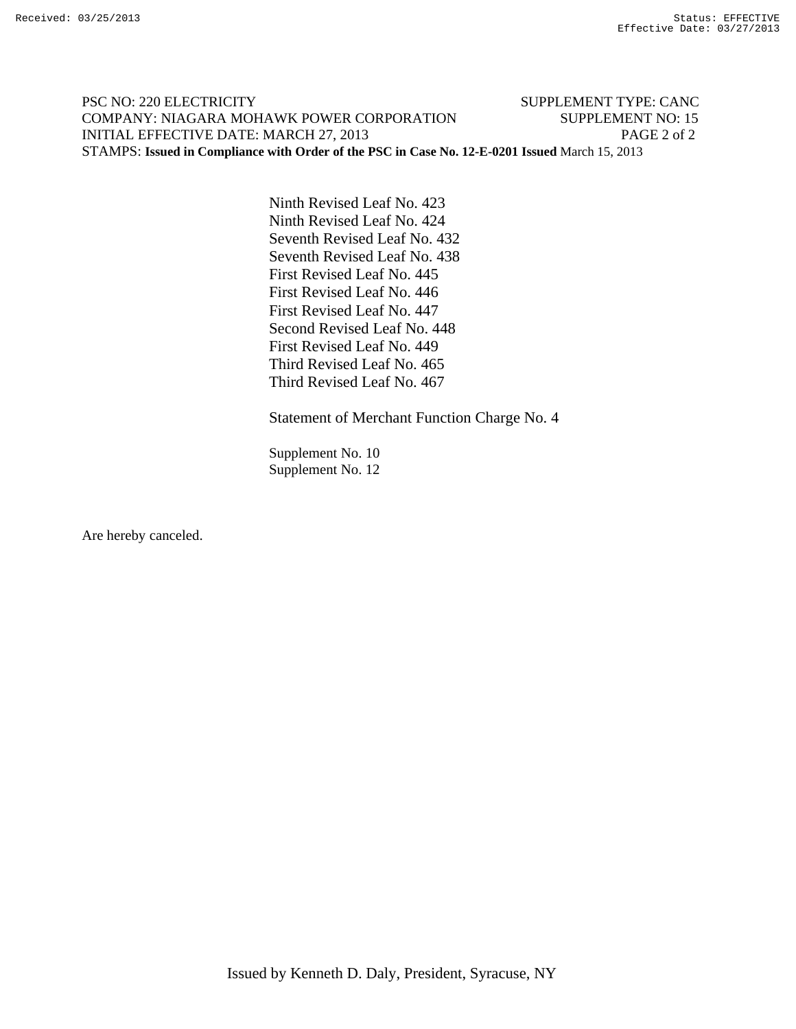PSC NO: 220 ELECTRICITY SUPPLEMENT TYPE: CANC
COMPANY: NIAGARA MOHAWK POWER CORPORATION SUPPLEMENT NO: 15
INITIAL EFFECTIVE DATE: MARCH 27, 2013
STAMPS: **Issued in Compliance with Order of the PSC in Case No. 12-E-0201 Issued** March 15, 2013

Ninth Revised Leaf No. 423
Ninth Revised Leaf No. 424
Seventh Revised Leaf No. 432
Seventh Revised Leaf No. 438
First Revised Leaf No. 445
First Revised Leaf No. 446
First Revised Leaf No. 447
Second Revised Leaf No. 448
First Revised Leaf No. 449
Third Revised Leaf No. 465
Third Revised Leaf No. 467

Statement of Merchant Function Charge No. 4

Supplement No. 10
Supplement No. 12

Are hereby canceled.

Issued by Kenneth D. Daly, President, Syracuse, NY